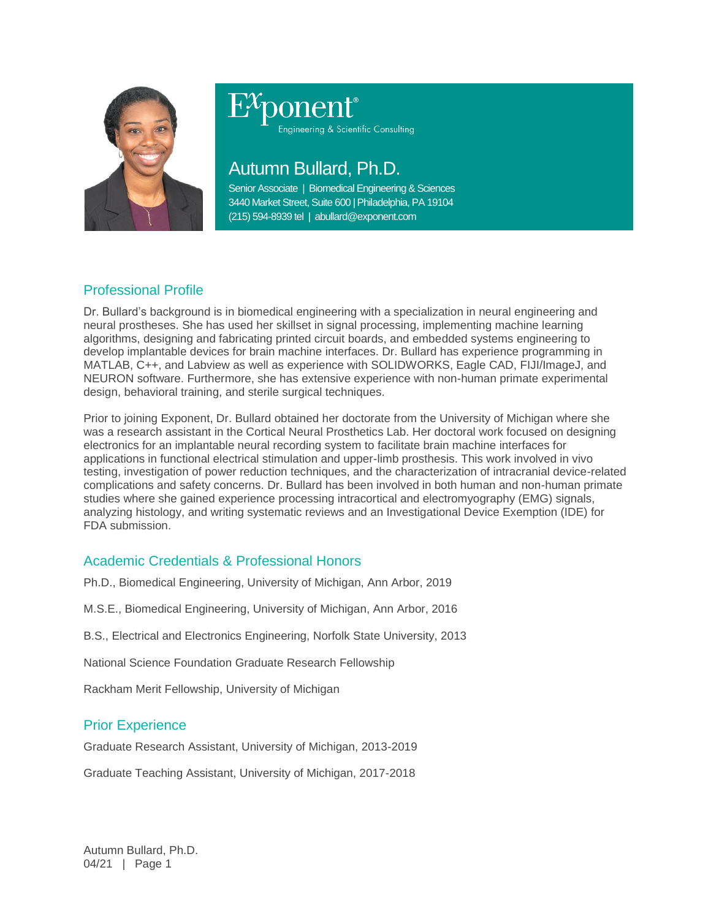Exponent®

Engineering & Scientific Consulting

# Autumn Bullard, Ph.D.

Senior Associate | Biomedical Engineering & Sciences
3440 Market Street, Suite 600 | Philadelphia, PA 19104
(215) 594-8939 tel | abullard@exponent.com

## Professional Profile

Dr. Bullard's background is in biomedical engineering with a specialization in neural engineering and neural prostheses. She has used her skillset in signal processing, implementing machine learning algorithms, designing and fabricating printed circuit boards, and embedded systems engineering to develop implantable devices for brain machine interfaces. Dr. Bullard has experience programming in MATLAB, C++, and Labview as well as experience with SOLIDWORKS, Eagle CAD, FIJI/ImageJ, and NEURON software. Furthermore, she has extensive experience with non-human primate experimental design, behavioral training, and sterile surgical techniques.

Prior to joining Exponent, Dr. Bullard obtained her doctorate from the University of Michigan where she was a research assistant in the Cortical Neural Prosthetics Lab. Her doctoral work focused on designing electronics for an implantable neural recording system to facilitate brain machine interfaces for applications in functional electrical stimulation and upper-limb prosthesis. This work involved in vivo testing, investigation of power reduction techniques, and the characterization of intracranial device-related complications and safety concerns. Dr. Bullard has been involved in both human and non-human primate studies where she gained experience processing intracortical and electromyography (EMG) signals, analyzing histology, and writing systematic reviews and an Investigational Device Exemption (IDE) for FDA submission.

## Academic Credentials & Professional Honors

Ph.D., Biomedical Engineering, University of Michigan, Ann Arbor, 2019

M.S.E., Biomedical Engineering, University of Michigan, Ann Arbor, 2016

B.S., Electrical and Electronics Engineering, Norfolk State University, 2013

National Science Foundation Graduate Research Fellowship

Rackham Merit Fellowship, University of Michigan

## Prior Experience

Graduate Research Assistant, University of Michigan, 2013-2019

Graduate Teaching Assistant, University of Michigan, 2017-2018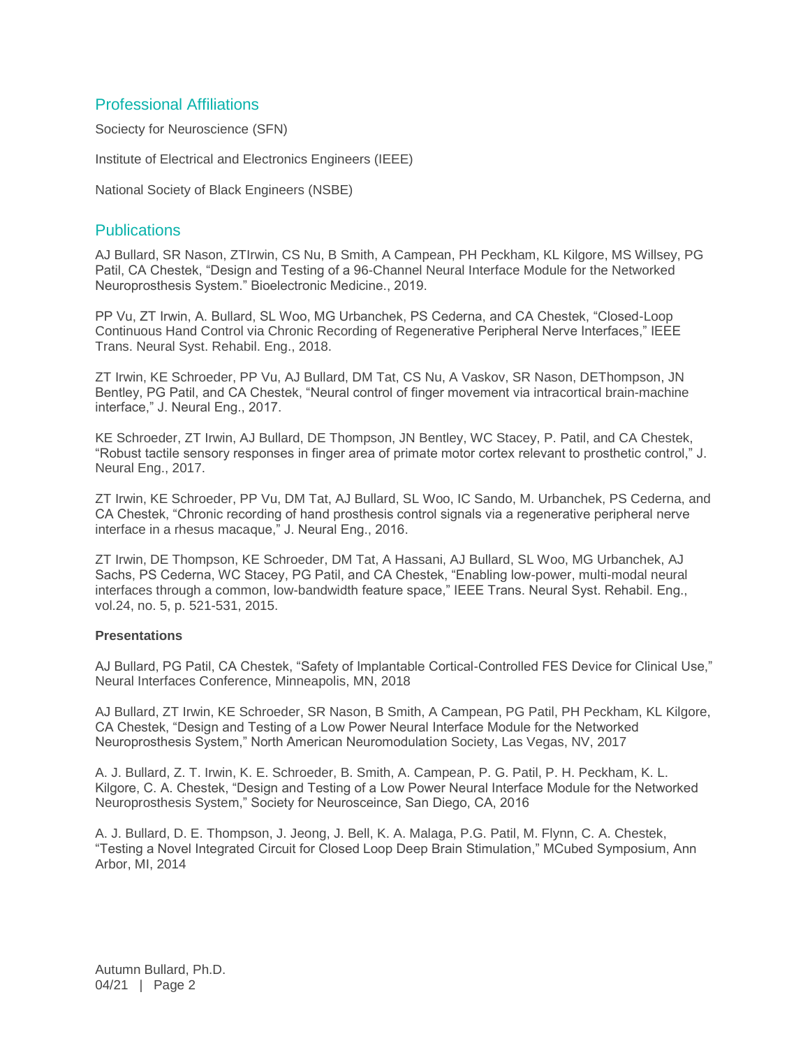## Professional Affiliations

Sociecty for Neuroscience (SFN)

Institute of Electrical and Electronics Engineers (IEEE)

National Society of Black Engineers (NSBE)

## Publications

AJ Bullard, SR Nason, ZTIrwin, CS Nu, B Smith, A Campean, PH Peckham, KL Kilgore, MS Willsey, PG Patil, CA Chestek, "Design and Testing of a 96-Channel Neural Interface Module for the Networked Neuroprosthesis System." Bioelectronic Medicine., 2019.

PP Vu, ZT Irwin, A. Bullard, SL Woo, MG Urbanchek, PS Cederna, and CA Chestek, "Closed-Loop Continuous Hand Control via Chronic Recording of Regenerative Peripheral Nerve Interfaces," IEEE Trans. Neural Syst. Rehabil. Eng., 2018.

ZT Irwin, KE Schroeder, PP Vu, AJ Bullard, DM Tat, CS Nu, A Vaskov, SR Nason, DEThompson, JN Bentley, PG Patil, and CA Chestek, "Neural control of finger movement via intracortical brain-machine interface," J. Neural Eng., 2017.

KE Schroeder, ZT Irwin, AJ Bullard, DE Thompson, JN Bentley, WC Stacey, P. Patil, and CA Chestek, "Robust tactile sensory responses in finger area of primate motor cortex relevant to prosthetic control," J. Neural Eng., 2017.

ZT Irwin, KE Schroeder, PP Vu, DM Tat, AJ Bullard, SL Woo, IC Sando, M. Urbanchek, PS Cederna, and CA Chestek, "Chronic recording of hand prosthesis control signals via a regenerative peripheral nerve interface in a rhesus macaque," J. Neural Eng., 2016.

ZT Irwin, DE Thompson, KE Schroeder, DM Tat, A Hassani, AJ Bullard, SL Woo, MG Urbanchek, AJ Sachs, PS Cederna, WC Stacey, PG Patil, and CA Chestek, "Enabling low-power, multi-modal neural interfaces through a common, low-bandwidth feature space," IEEE Trans. Neural Syst. Rehabil. Eng., vol.24, no. 5, p. 521-531, 2015.

**Presentations**

AJ Bullard, PG Patil, CA Chestek, "Safety of Implantable Cortical-Controlled FES Device for Clinical Use," Neural Interfaces Conference, Minneapolis, MN, 2018

AJ Bullard, ZT Irwin, KE Schroeder, SR Nason, B Smith, A Campean, PG Patil, PH Peckham, KL Kilgore, CA Chestek, "Design and Testing of a Low Power Neural Interface Module for the Networked Neuroprosthesis System," North American Neuromodulation Society, Las Vegas, NV, 2017

A. J. Bullard, Z. T. Irwin, K. E. Schroeder, B. Smith, A. Campean, P. G. Patil, P. H. Peckham, K. L. Kilgore, C. A. Chestek, "Design and Testing of a Low Power Neural Interface Module for the Networked Neuroprosthesis System," Society for Neurosceince, San Diego, CA, 2016

A. J. Bullard, D. E. Thompson, J. Jeong, J. Bell, K. A. Malaga, P.G. Patil, M. Flynn, C. A. Chestek, "Testing a Novel Integrated Circuit for Closed Loop Deep Brain Stimulation," MCubed Symposium, Ann Arbor, MI, 2014